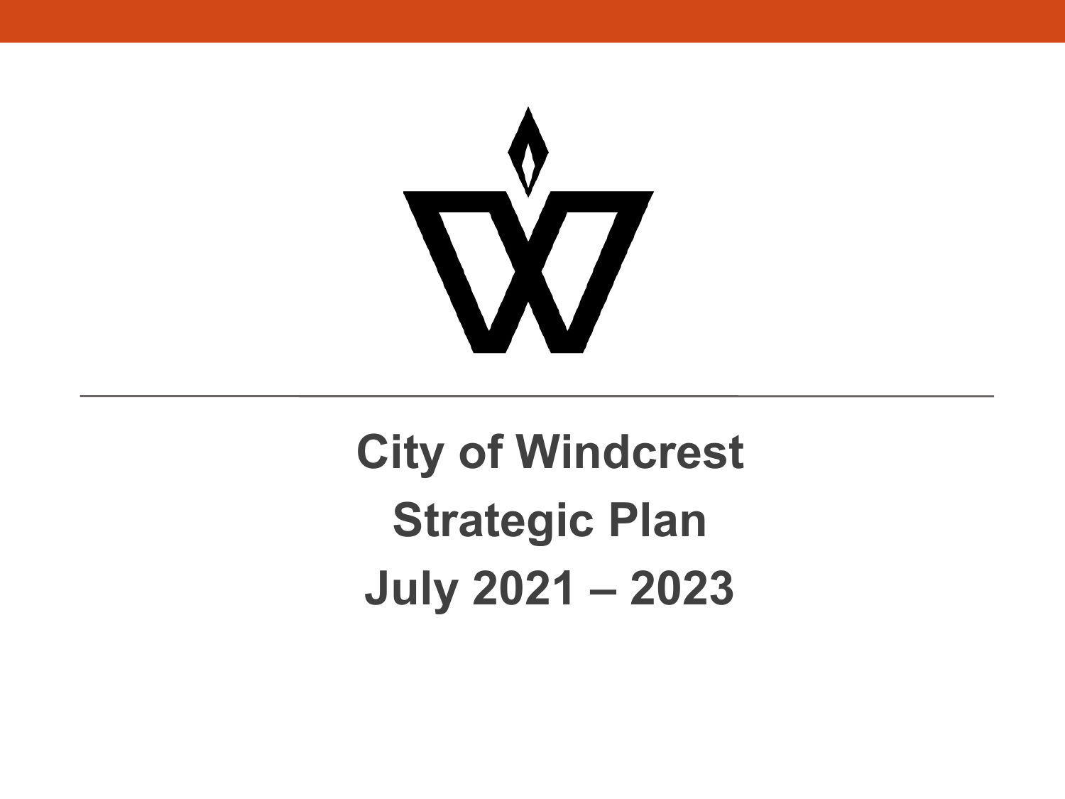# City of Windcrest Strategic Plan July 2021 – 2023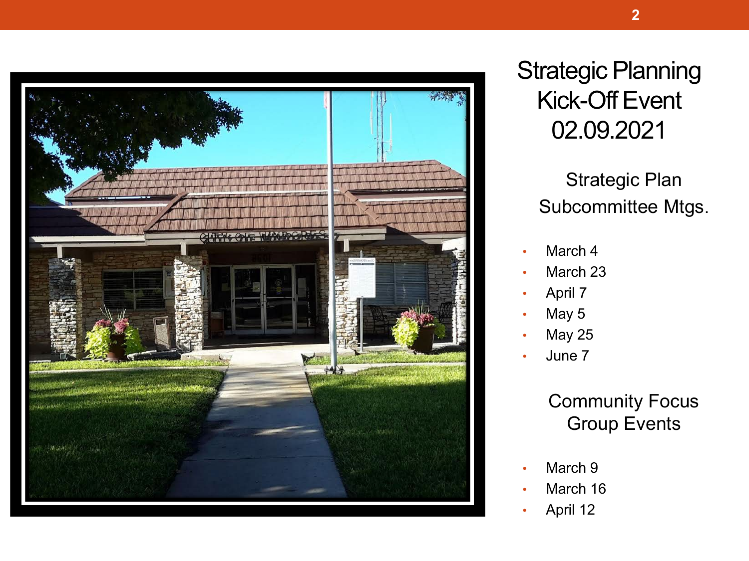# Strategic Planning Kick-Off Event 02.09.2021

## Strategic Plan Subcommittee Mtgs.

- March 4
- March 23
- April 7
- May 5
- May 25
- June 7

## Community Focus Group Events

- March 9
- March 16
- April 12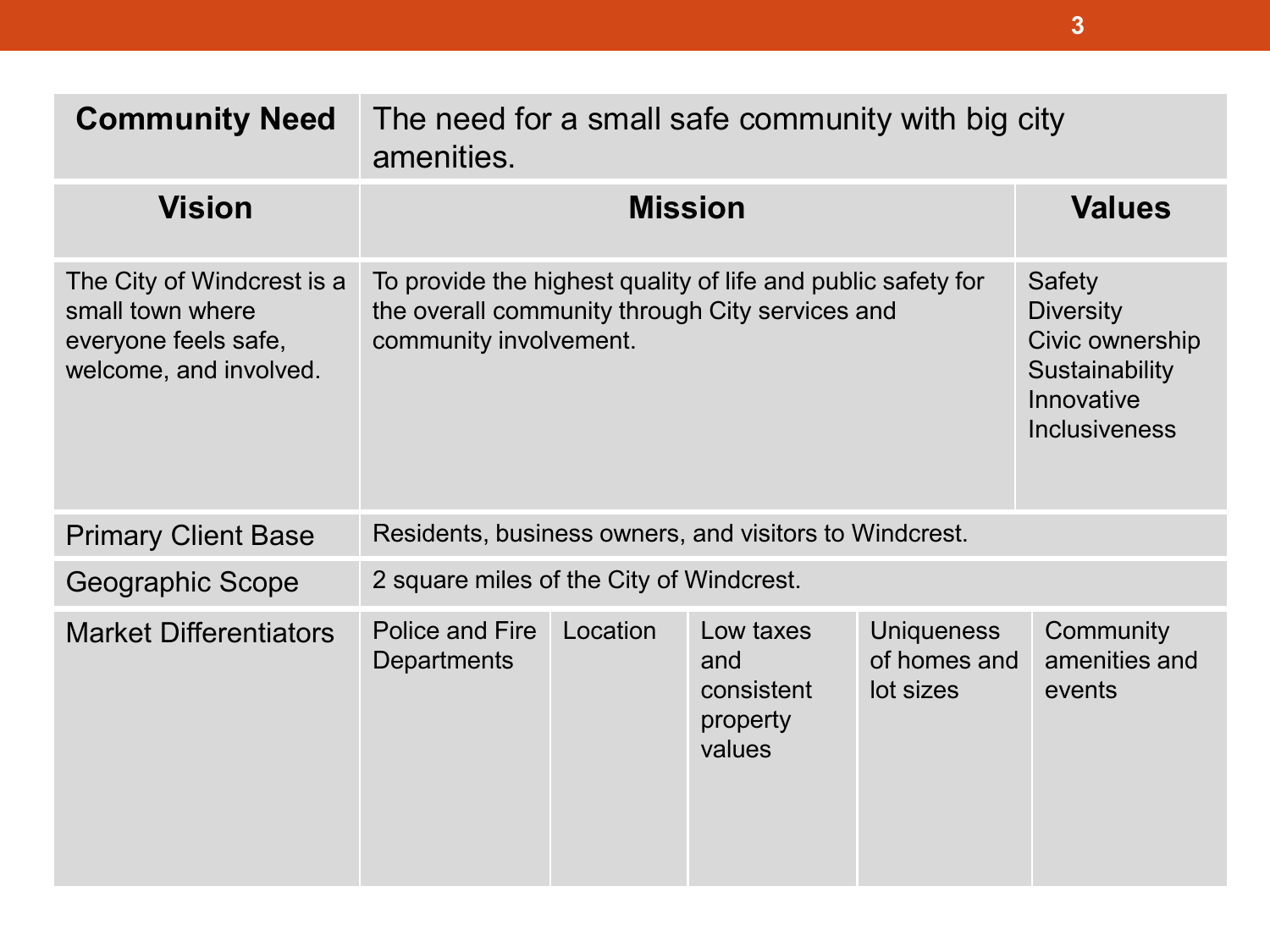| Community Need | The need for a small safe community with big city amenities. | | | | |
|---|---|---|---|---|---|
| **Vision** | **Mission** | | | | **Values** |
| The City of Windcrest is a small town where everyone feels safe, welcome, and involved. | To provide the highest quality of life and public safety for the overall community through City services and community involvement. | | | | Safety<br>Diversity<br>Civic ownership<br>Sustainability<br>Innovative<br>Inclusiveness |
| Primary Client Base | Residents, business owners, and visitors to Windcrest. | | | | |
| Geographic Scope | 2 square miles of the City of Windcrest. | | | | |
| Market Differentiators | Police and Fire Departments | Location | Low taxes and consistent property values | Uniqueness of homes and lot sizes | Community amenities and events |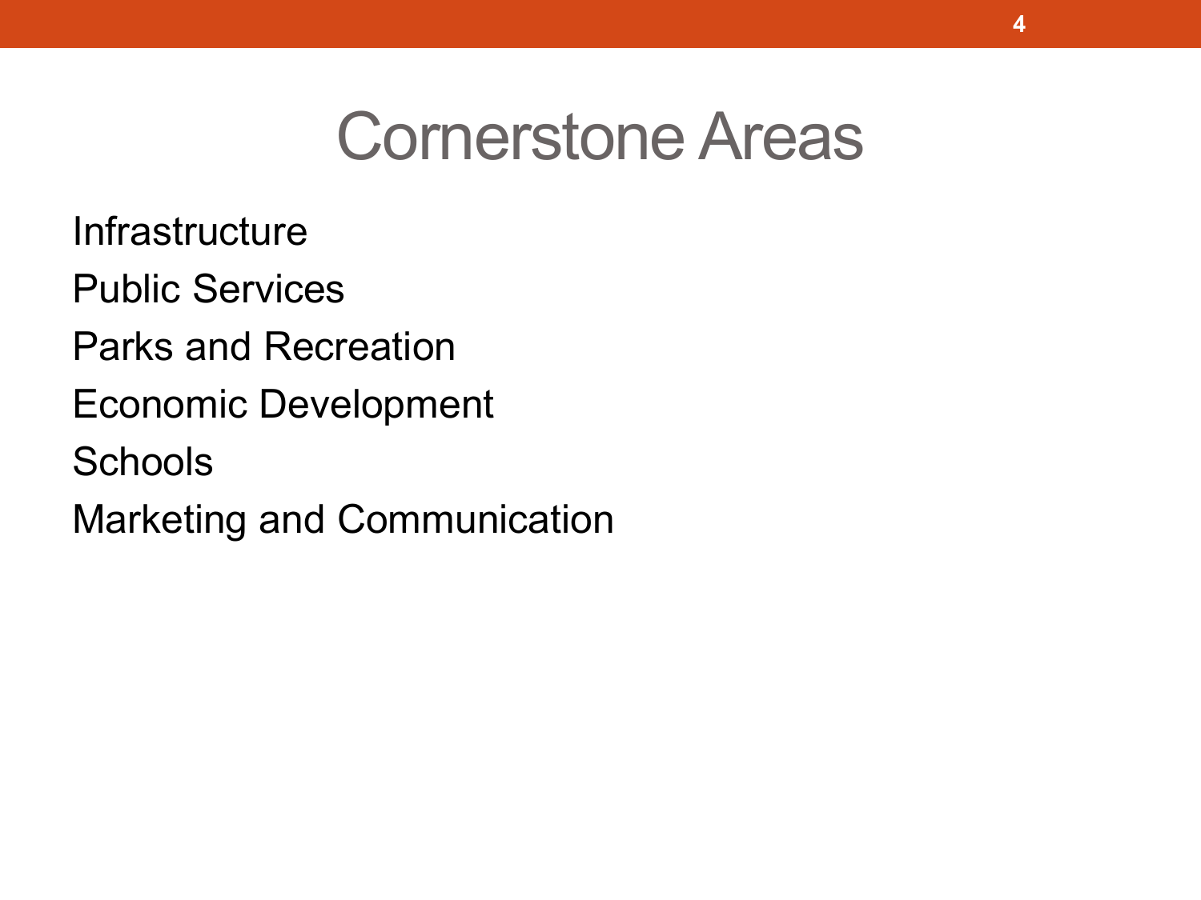# Cornerstone Areas

Infrastructure

Public Services

Parks and Recreation

Economic Development

Schools

Marketing and Communication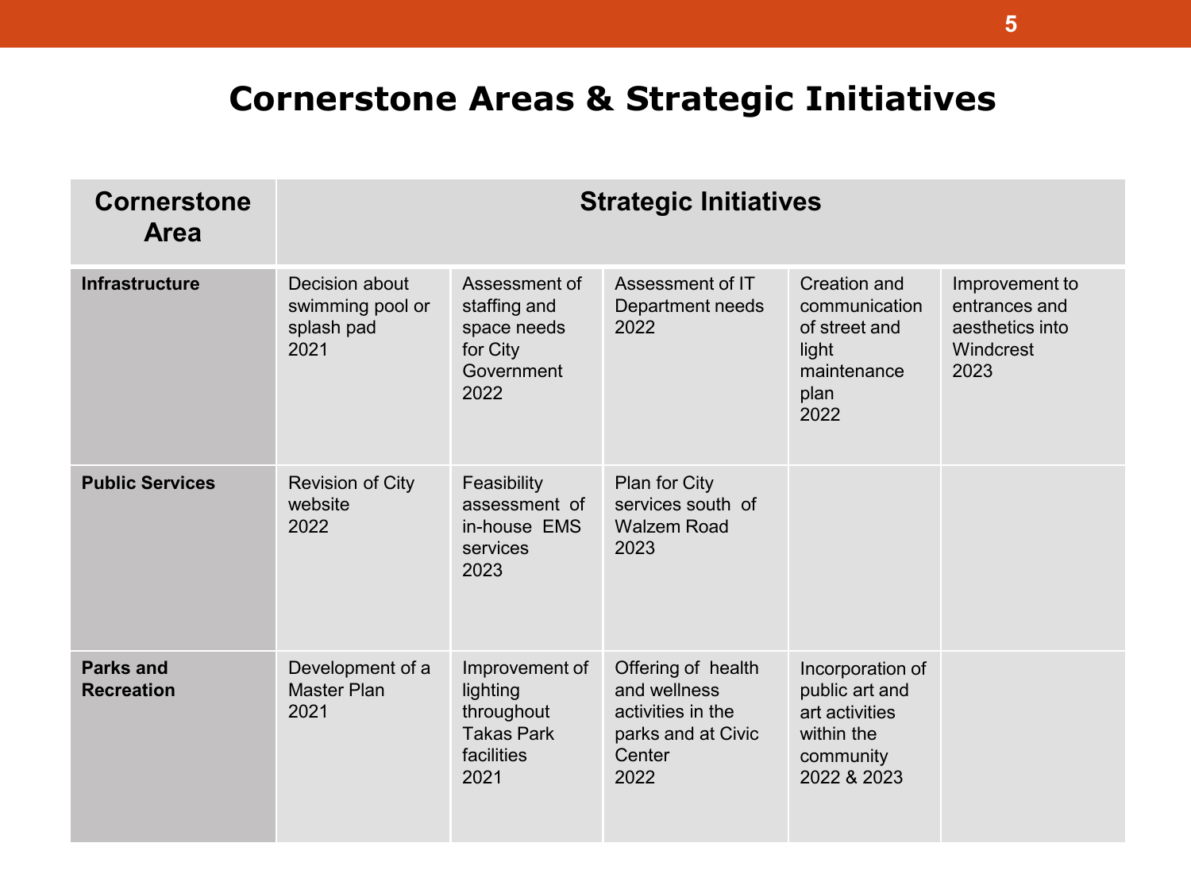# Cornerstone Areas & Strategic Initiatives

| Cornerstone Area | Strategic Initiatives | | | | |
|---|---|---|---|---|---|
| **Infrastructure** | Decision about swimming pool or splash pad 2021 | Assessment of staffing and space needs for City Government 2022 | Assessment of IT Department needs 2022 | Creation and communication of street and light maintenance plan 2022 | Improvement to entrances and aesthetics into Windcrest 2023 |
| **Public Services** | Revision of City website 2022 | Feasibility assessment of in-house EMS services 2023 | Plan for City services south of Walzem Road 2023 | | |
| **Parks and Recreation** | Development of a Master Plan 2021 | Improvement of lighting throughout Takas Park facilities 2021 | Offering of health and wellness activities in the parks and at Civic Center 2022 | Incorporation of public art and art activities within the community 2022 & 2023 | |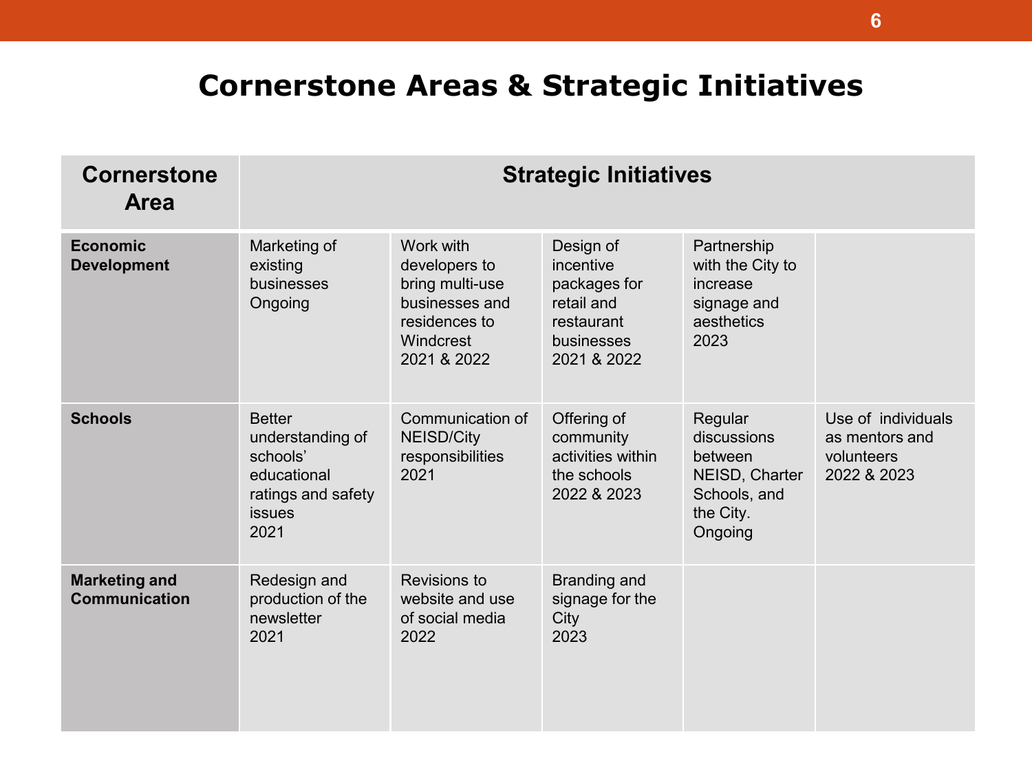# Cornerstone Areas & Strategic Initiatives

| Cornerstone Area | Strategic Initiatives | | | | |
|---|---|---|---|---|---|
| **Economic Development** | Marketing of existing businesses Ongoing | Work with developers to bring multi-use businesses and residences to Windcrest 2021 & 2022 | Design of incentive packages for retail and restaurant businesses 2021 & 2022 | Partnership with the City to increase signage and aesthetics 2023 | |
| **Schools** | Better understanding of schools' educational ratings and safety issues 2021 | Communication of NEISD/City responsibilities 2021 | Offering of community activities within the schools 2022 & 2023 | Regular discussions between NEISD, Charter Schools, and the City. Ongoing | Use of individuals as mentors and volunteers 2022 & 2023 |
| **Marketing and Communication** | Redesign and production of the newsletter 2021 | Revisions to website and use of social media 2022 | Branding and signage for the City 2023 | | |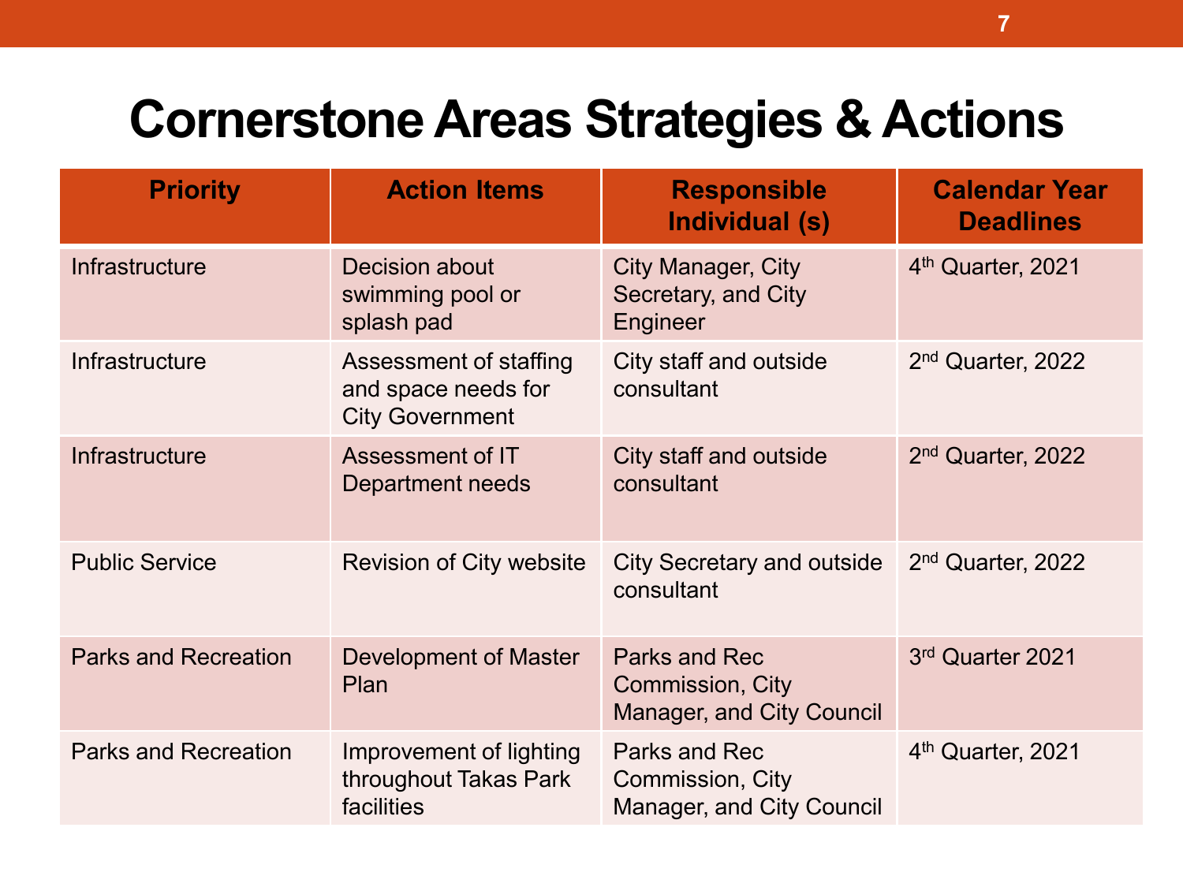# Cornerstone Areas Strategies & Actions

| Priority | Action Items | Responsible Individual (s) | Calendar Year Deadlines |
|---|---|---|---|
| Infrastructure | Decision about swimming pool or splash pad | City Manager, City Secretary, and City Engineer | 4th Quarter, 2021 |
| Infrastructure | Assessment of staffing and space needs for City Government | City staff and outside consultant | 2nd Quarter, 2022 |
| Infrastructure | Assessment of IT Department needs | City staff and outside consultant | 2nd Quarter, 2022 |
| Public Service | Revision of City website | City Secretary and outside consultant | 2nd Quarter, 2022 |
| Parks and Recreation | Development of Master Plan | Parks and Rec Commission, City Manager, and City Council | 3rd Quarter 2021 |
| Parks and Recreation | Improvement of lighting throughout Takas Park facilities | Parks and Rec Commission, City Manager, and City Council | 4th Quarter, 2021 |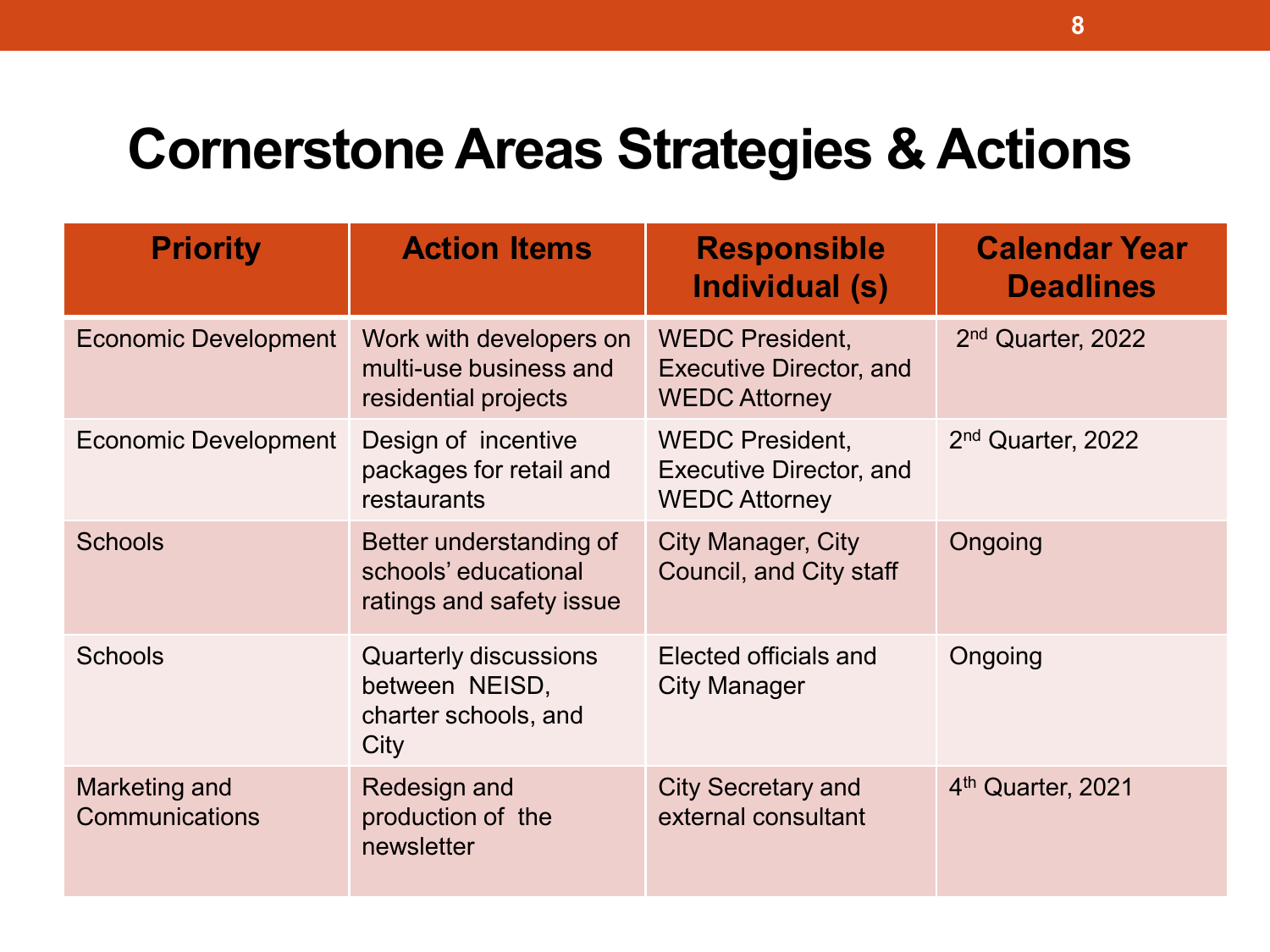# Cornerstone Areas Strategies & Actions

| Priority | Action Items | Responsible Individual (s) | Calendar Year Deadlines |
|---|---|---|---|
| Economic Development | Work with developers on multi-use business and residential projects | WEDC President, Executive Director, and WEDC Attorney | 2nd Quarter, 2022 |
| Economic Development | Design of incentive packages for retail and restaurants | WEDC President, Executive Director, and WEDC Attorney | 2nd Quarter, 2022 |
| Schools | Better understanding of schools' educational ratings and safety issue | City Manager, City Council, and City staff | Ongoing |
| Schools | Quarterly discussions between NEISD, charter schools, and City | Elected officials and City Manager | Ongoing |
| Marketing and Communications | Redesign and production of the newsletter | City Secretary and external consultant | 4th Quarter, 2021 |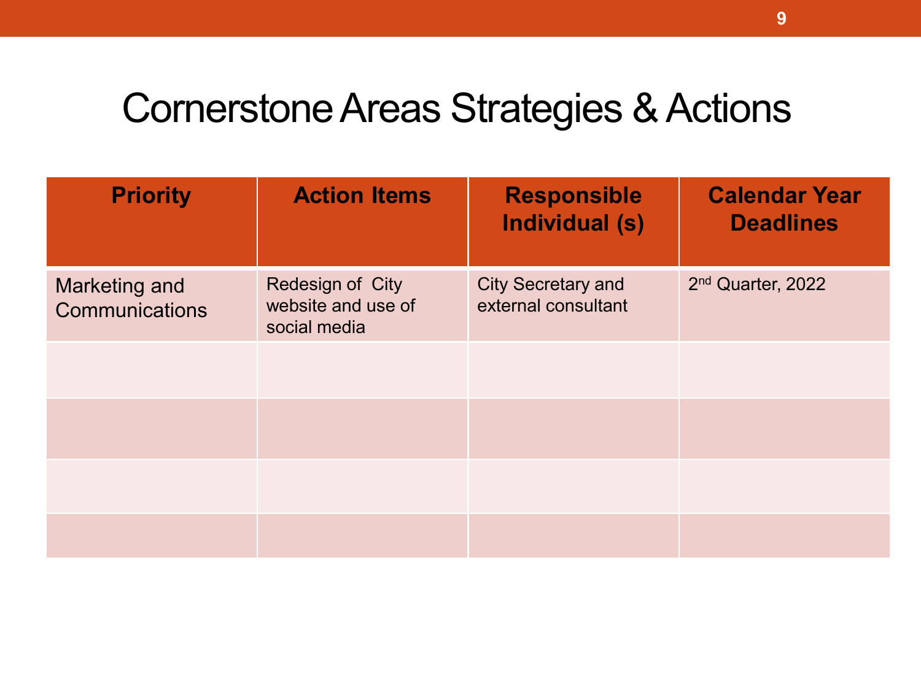# Cornerstone Areas Strategies & Actions

| Priority | Action Items | Responsible Individual (s) | Calendar Year Deadlines |
|---|---|---|---|
| Marketing and Communications | Redesign of City website and use of social media | City Secretary and external consultant | 2nd Quarter, 2022 |
| | | | |
| | | | |
| | | | |
| | | | |